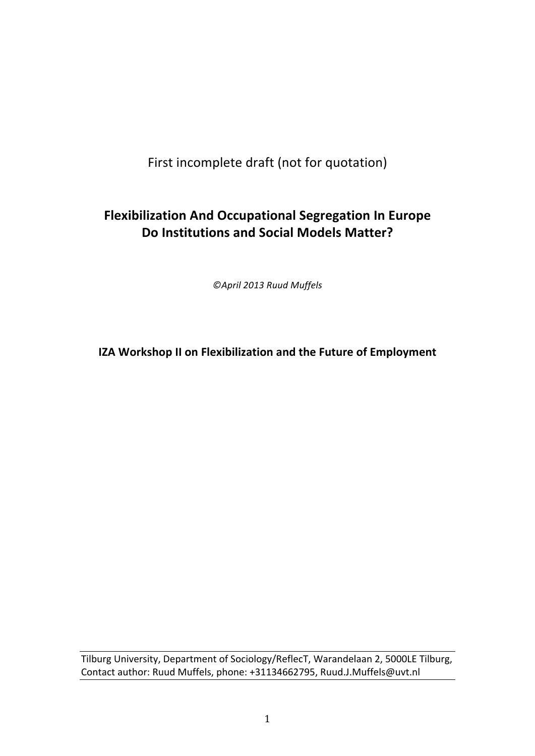First incomplete draft (not for quotation)

# Flexibilization And Occupational Segregation In Europe
# Do Institutions and Social Models Matter?

*©April 2013 Ruud Muffels*

**IZA Workshop II on Flexibilization and the Future of Employment**

Tilburg University, Department of Sociology/ReflecT, Warandelaan 2, 5000LE Tilburg, Contact author: Ruud Muffels, phone: +31134662795, Ruud.J.Muffels@uvt.nl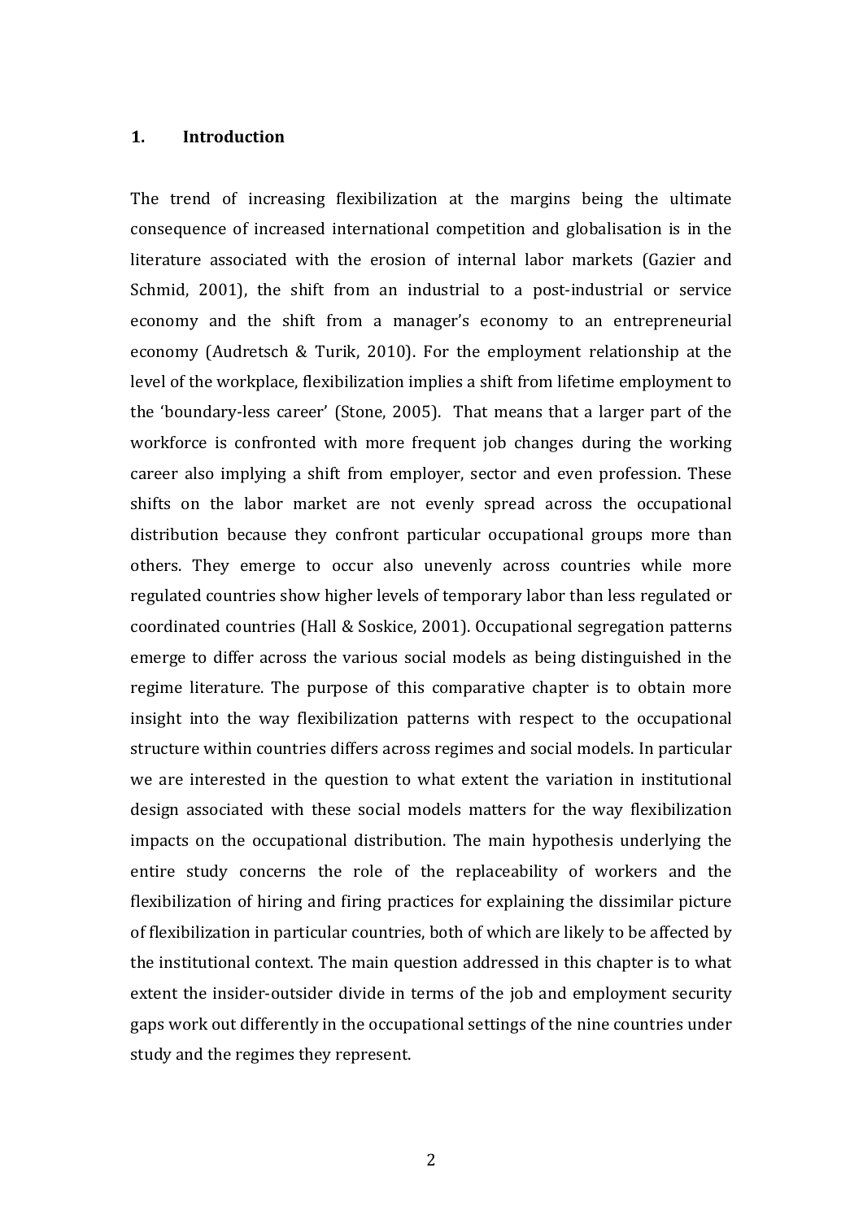# 1. Introduction

The trend of increasing flexibilization at the margins being the ultimate consequence of increased international competition and globalisation is in the literature associated with the erosion of internal labor markets (Gazier and Schmid, 2001), the shift from an industrial to a post-industrial or service economy and the shift from a manager's economy to an entrepreneurial economy (Audretsch & Turik, 2010). For the employment relationship at the level of the workplace, flexibilization implies a shift from lifetime employment to the 'boundary-less career' (Stone, 2005). That means that a larger part of the workforce is confronted with more frequent job changes during the working career also implying a shift from employer, sector and even profession. These shifts on the labor market are not evenly spread across the occupational distribution because they confront particular occupational groups more than others. They emerge to occur also unevenly across countries while more regulated countries show higher levels of temporary labor than less regulated or coordinated countries (Hall & Soskice, 2001). Occupational segregation patterns emerge to differ across the various social models as being distinguished in the regime literature. The purpose of this comparative chapter is to obtain more insight into the way flexibilization patterns with respect to the occupational structure within countries differs across regimes and social models. In particular we are interested in the question to what extent the variation in institutional design associated with these social models matters for the way flexibilization impacts on the occupational distribution. The main hypothesis underlying the entire study concerns the role of the replaceability of workers and the flexibilization of hiring and firing practices for explaining the dissimilar picture of flexibilization in particular countries, both of which are likely to be affected by the institutional context. The main question addressed in this chapter is to what extent the insider-outsider divide in terms of the job and employment security gaps work out differently in the occupational settings of the nine countries under study and the regimes they represent.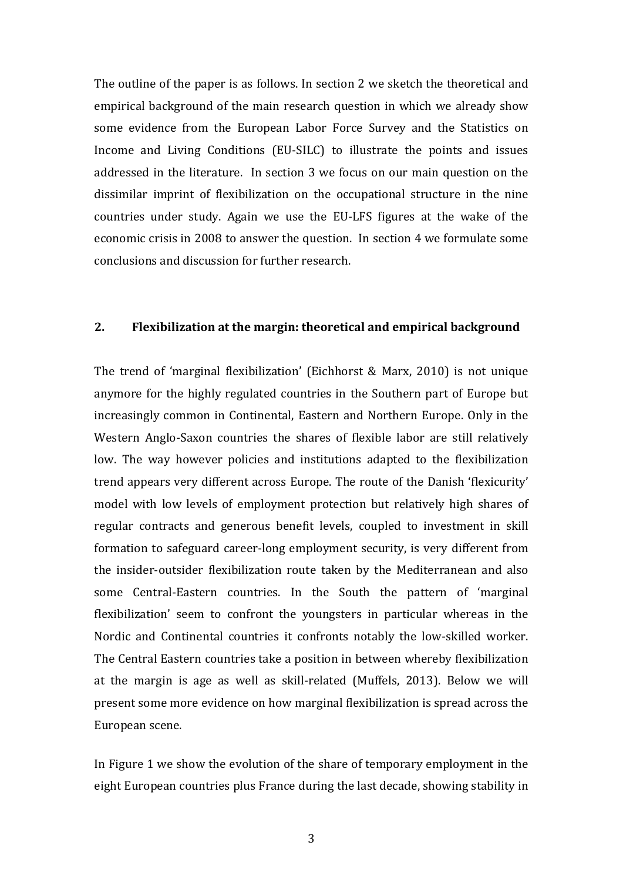The outline of the paper is as follows. In section 2 we sketch the theoretical and empirical background of the main research question in which we already show some evidence from the European Labor Force Survey and the Statistics on Income and Living Conditions (EU-SILC) to illustrate the points and issues addressed in the literature. In section 3 we focus on our main question on the dissimilar imprint of flexibilization on the occupational structure in the nine countries under study. Again we use the EU-LFS figures at the wake of the economic crisis in 2008 to answer the question. In section 4 we formulate some conclusions and discussion for further research.

## 2. Flexibilization at the margin: theoretical and empirical background

The trend of 'marginal flexibilization' (Eichhorst & Marx, 2010) is not unique anymore for the highly regulated countries in the Southern part of Europe but increasingly common in Continental, Eastern and Northern Europe. Only in the Western Anglo-Saxon countries the shares of flexible labor are still relatively low. The way however policies and institutions adapted to the flexibilization trend appears very different across Europe. The route of the Danish 'flexicurity' model with low levels of employment protection but relatively high shares of regular contracts and generous benefit levels, coupled to investment in skill formation to safeguard career-long employment security, is very different from the insider-outsider flexibilization route taken by the Mediterranean and also some Central-Eastern countries. In the South the pattern of 'marginal flexibilization' seem to confront the youngsters in particular whereas in the Nordic and Continental countries it confronts notably the low-skilled worker. The Central Eastern countries take a position in between whereby flexibilization at the margin is age as well as skill-related (Muffels, 2013). Below we will present some more evidence on how marginal flexibilization is spread across the European scene.

In Figure 1 we show the evolution of the share of temporary employment in the eight European countries plus France during the last decade, showing stability in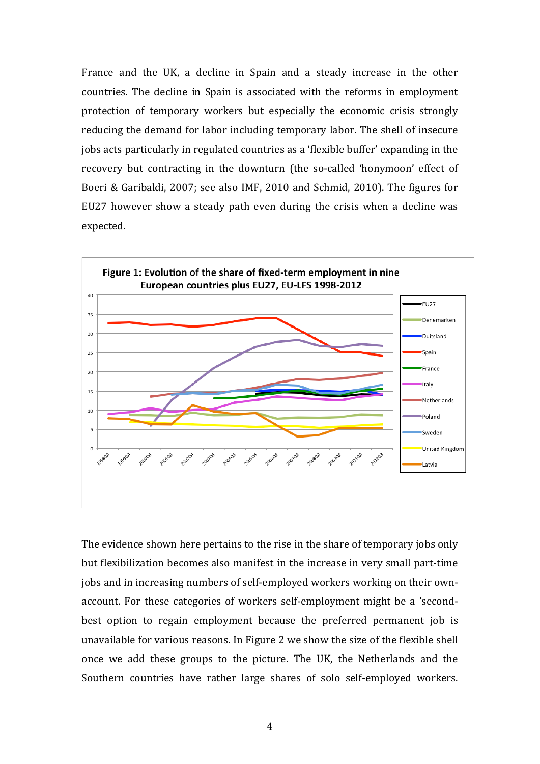France and the UK, a decline in Spain and a steady increase in the other countries. The decline in Spain is associated with the reforms in employment protection of temporary workers but especially the economic crisis strongly reducing the demand for labor including temporary labor. The shell of insecure jobs acts particularly in regulated countries as a 'flexible buffer' expanding in the recovery but contracting in the downturn (the so-called 'honymoon' effect of Boeri & Garibaldi, 2007; see also IMF, 2010 and Schmid, 2010). The figures for EU27 however show a steady path even during the crisis when a decline was expected.

**Figure 1: Evolution of the share of fixed-term employment in nine European countries plus EU27, EU-LFS 1998-2012**

The evidence shown here pertains to the rise in the share of temporary jobs only but flexibilization becomes also manifest in the increase in very small part-time jobs and in increasing numbers of self-employed workers working on their own-account. For these categories of workers self-employment might be a 'second-best option to regain employment because the preferred permanent job is unavailable for various reasons. In Figure 2 we show the size of the flexible shell once we add these groups to the picture. The UK, the Netherlands and the Southern countries have rather large shares of solo self-employed workers.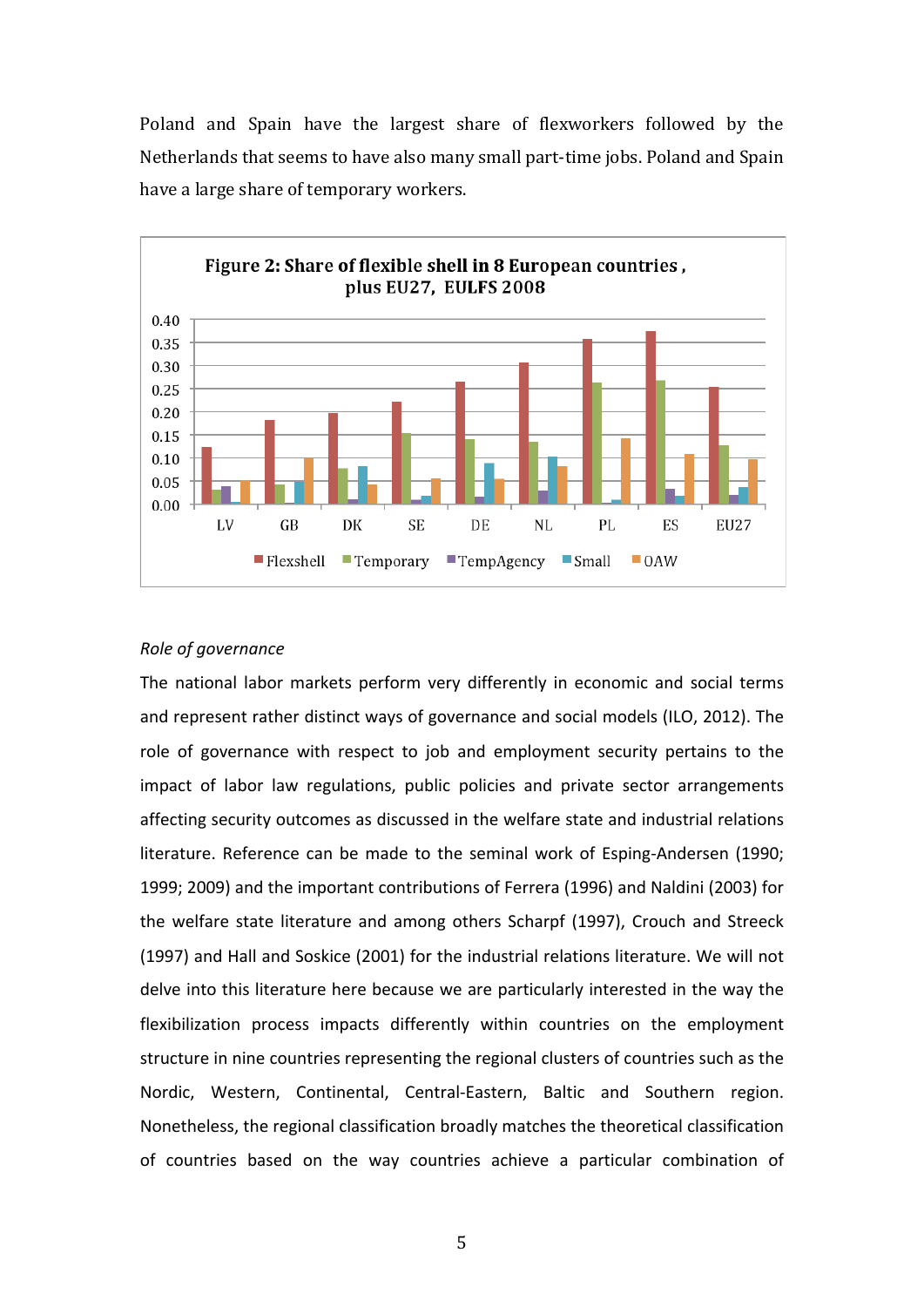Poland and Spain have the largest share of flexworkers followed by the Netherlands that seems to have also many small part-time jobs. Poland and Spain have a large share of temporary workers.

**Figure 2: Share of flexible shell in 8 European countries, plus EU27, EULFS 2008**

*Role of governance*

The national labor markets perform very differently in economic and social terms and represent rather distinct ways of governance and social models (ILO, 2012). The role of governance with respect to job and employment security pertains to the impact of labor law regulations, public policies and private sector arrangements affecting security outcomes as discussed in the welfare state and industrial relations literature. Reference can be made to the seminal work of Esping-Andersen (1990; 1999; 2009) and the important contributions of Ferrera (1996) and Naldini (2003) for the welfare state literature and among others Scharpf (1997), Crouch and Streeck (1997) and Hall and Soskice (2001) for the industrial relations literature. We will not delve into this literature here because we are particularly interested in the way the flexibilization process impacts differently within countries on the employment structure in nine countries representing the regional clusters of countries such as the Nordic, Western, Continental, Central-Eastern, Baltic and Southern region. Nonetheless, the regional classification broadly matches the theoretical classification of countries based on the way countries achieve a particular combination of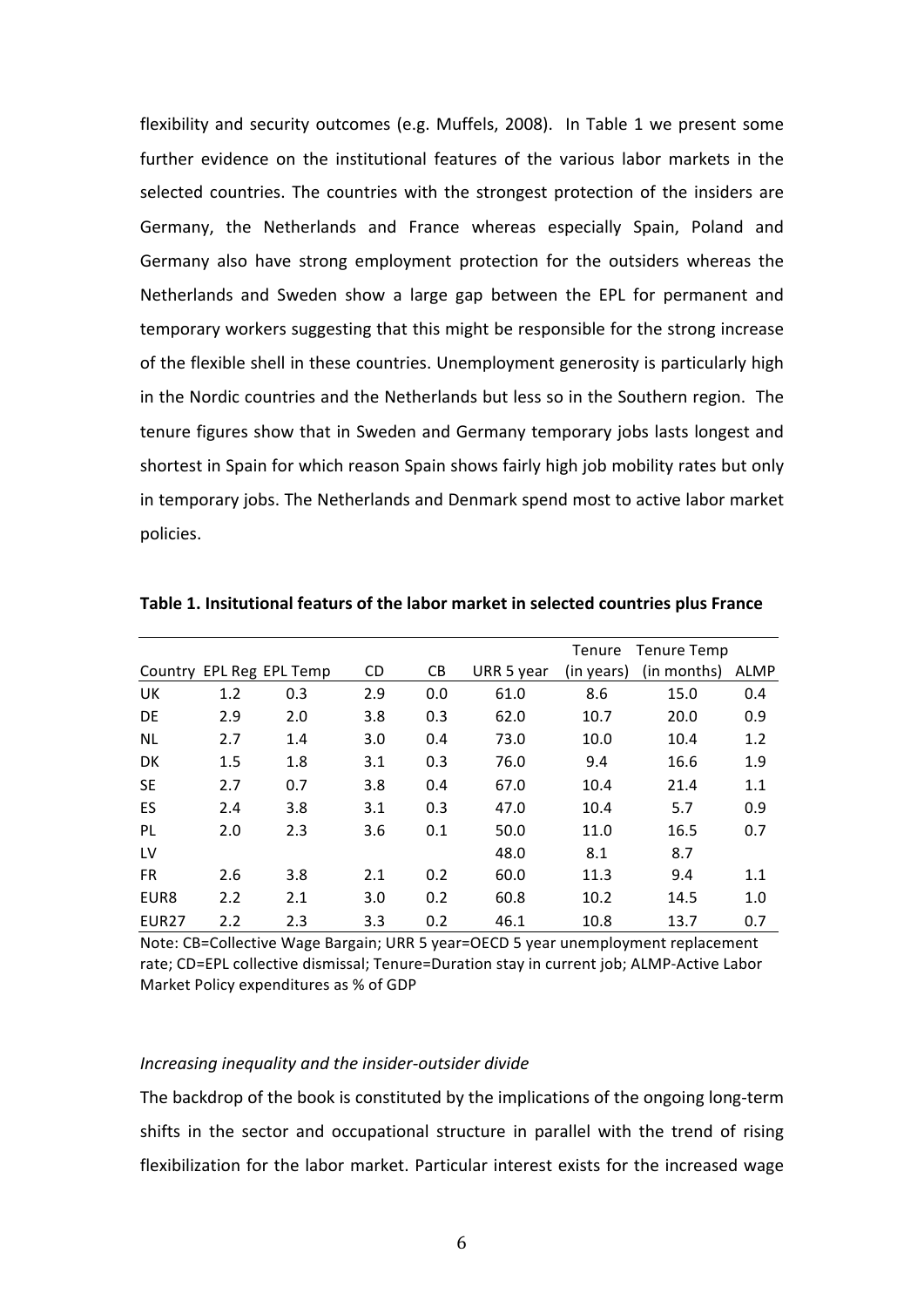flexibility and security outcomes (e.g. Muffels, 2008). In Table 1 we present some further evidence on the institutional features of the various labor markets in the selected countries. The countries with the strongest protection of the insiders are Germany, the Netherlands and France whereas especially Spain, Poland and Germany also have strong employment protection for the outsiders whereas the Netherlands and Sweden show a large gap between the EPL for permanent and temporary workers suggesting that this might be responsible for the strong increase of the flexible shell in these countries. Unemployment generosity is particularly high in the Nordic countries and the Netherlands but less so in the Southern region. The tenure figures show that in Sweden and Germany temporary jobs lasts longest and shortest in Spain for which reason Spain shows fairly high job mobility rates but only in temporary jobs. The Netherlands and Denmark spend most to active labor market policies.

**Table 1. Insitutional featurs of the labor market in selected countries plus France**

| Country | EPL Reg | EPL Temp | CD | CB | URR 5 year | Tenure (in years) | Tenure Temp (in months) | ALMP |
|---|---|---|---|---|---|---|---|---|
| UK | 1.2 | 0.3 | 2.9 | 0.0 | 61.0 | 8.6 | 15.0 | 0.4 |
| DE | 2.9 | 2.0 | 3.8 | 0.3 | 62.0 | 10.7 | 20.0 | 0.9 |
| NL | 2.7 | 1.4 | 3.0 | 0.4 | 73.0 | 10.0 | 10.4 | 1.2 |
| DK | 1.5 | 1.8 | 3.1 | 0.3 | 76.0 | 9.4 | 16.6 | 1.9 |
| SE | 2.7 | 0.7 | 3.8 | 0.4 | 67.0 | 10.4 | 21.4 | 1.1 |
| ES | 2.4 | 3.8 | 3.1 | 0.3 | 47.0 | 10.4 | 5.7 | 0.9 |
| PL | 2.0 | 2.3 | 3.6 | 0.1 | 50.0 | 11.0 | 16.5 | 0.7 |
| LV | | | | | 48.0 | 8.1 | 8.7 | |
| FR | 2.6 | 3.8 | 2.1 | 0.2 | 60.0 | 11.3 | 9.4 | 1.1 |
| EUR8 | 2.2 | 2.1 | 3.0 | 0.2 | 60.8 | 10.2 | 14.5 | 1.0 |
| EUR27 | 2.2 | 2.3 | 3.3 | 0.2 | 46.1 | 10.8 | 13.7 | 0.7 |

Note: CB=Collective Wage Bargain; URR 5 year=OECD 5 year unemployment replacement rate; CD=EPL collective dismissal; Tenure=Duration stay in current job; ALMP-Active Labor Market Policy expenditures as % of GDP

*Increasing inequality and the insider-outsider divide*

The backdrop of the book is constituted by the implications of the ongoing long-term shifts in the sector and occupational structure in parallel with the trend of rising flexibilization for the labor market. Particular interest exists for the increased wage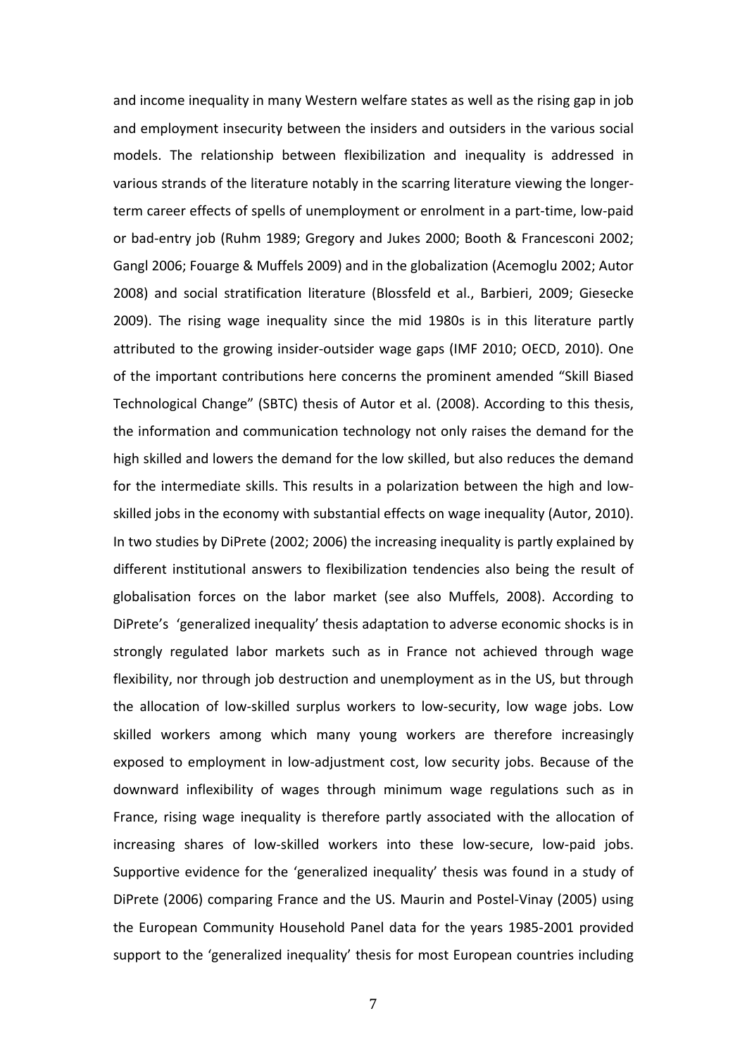and income inequality in many Western welfare states as well as the rising gap in job and employment insecurity between the insiders and outsiders in the various social models. The relationship between flexibilization and inequality is addressed in various strands of the literature notably in the scarring literature viewing the longer-term career effects of spells of unemployment or enrolment in a part-time, low-paid or bad-entry job (Ruhm 1989; Gregory and Jukes 2000; Booth & Francesconi 2002; Gangl 2006; Fouarge & Muffels 2009) and in the globalization (Acemoglu 2002; Autor 2008) and social stratification literature (Blossfeld et al., Barbieri, 2009; Giesecke 2009). The rising wage inequality since the mid 1980s is in this literature partly attributed to the growing insider-outsider wage gaps (IMF 2010; OECD, 2010). One of the important contributions here concerns the prominent amended "Skill Biased Technological Change" (SBTC) thesis of Autor et al. (2008). According to this thesis, the information and communication technology not only raises the demand for the high skilled and lowers the demand for the low skilled, but also reduces the demand for the intermediate skills. This results in a polarization between the high and low-skilled jobs in the economy with substantial effects on wage inequality (Autor, 2010). In two studies by DiPrete (2002; 2006) the increasing inequality is partly explained by different institutional answers to flexibilization tendencies also being the result of globalisation forces on the labor market (see also Muffels, 2008). According to DiPrete's 'generalized inequality' thesis adaptation to adverse economic shocks is in strongly regulated labor markets such as in France not achieved through wage flexibility, nor through job destruction and unemployment as in the US, but through the allocation of low-skilled surplus workers to low-security, low wage jobs. Low skilled workers among which many young workers are therefore increasingly exposed to employment in low-adjustment cost, low security jobs. Because of the downward inflexibility of wages through minimum wage regulations such as in France, rising wage inequality is therefore partly associated with the allocation of increasing shares of low-skilled workers into these low-secure, low-paid jobs. Supportive evidence for the 'generalized inequality' thesis was found in a study of DiPrete (2006) comparing France and the US. Maurin and Postel-Vinay (2005) using the European Community Household Panel data for the years 1985-2001 provided support to the 'generalized inequality' thesis for most European countries including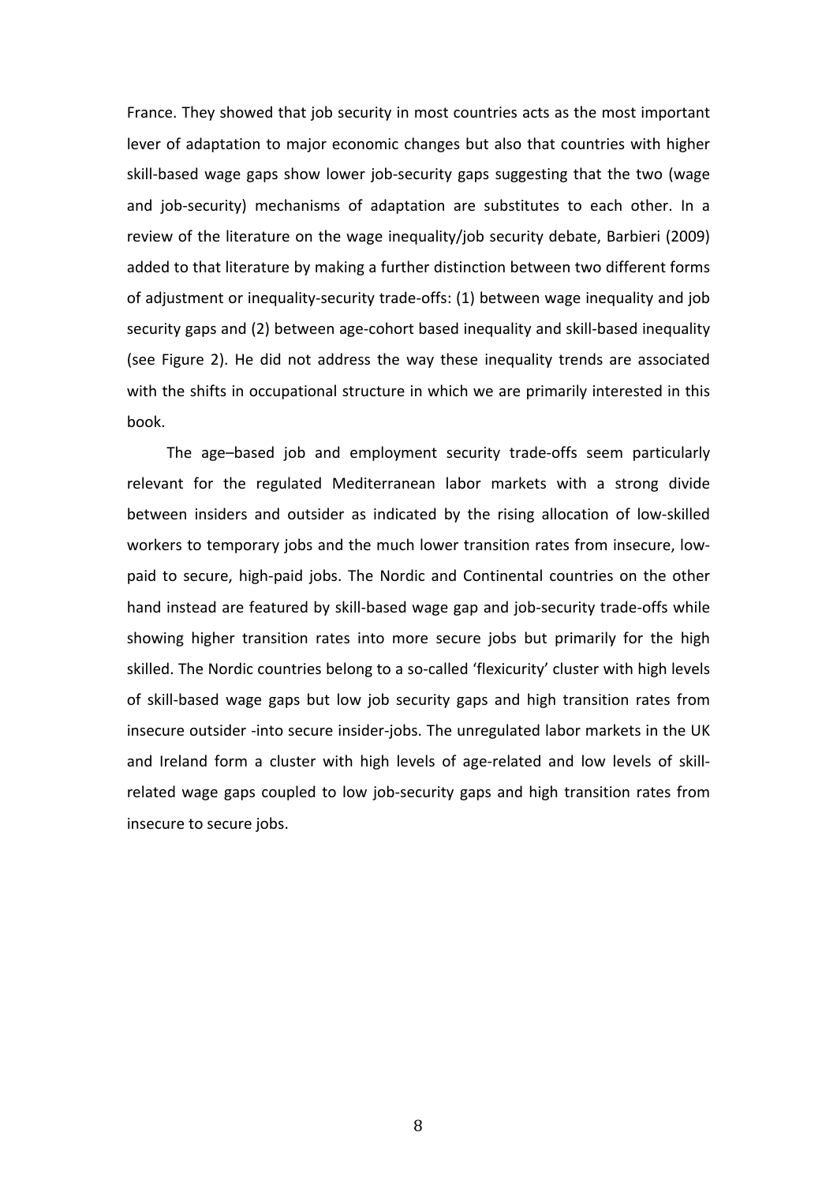France. They showed that job security in most countries acts as the most important lever of adaptation to major economic changes but also that countries with higher skill-based wage gaps show lower job-security gaps suggesting that the two (wage and job-security) mechanisms of adaptation are substitutes to each other. In a review of the literature on the wage inequality/job security debate, Barbieri (2009) added to that literature by making a further distinction between two different forms of adjustment or inequality-security trade-offs: (1) between wage inequality and job security gaps and (2) between age-cohort based inequality and skill-based inequality (see Figure 2). He did not address the way these inequality trends are associated with the shifts in occupational structure in which we are primarily interested in this book.

The age–based job and employment security trade-offs seem particularly relevant for the regulated Mediterranean labor markets with a strong divide between insiders and outsider as indicated by the rising allocation of low-skilled workers to temporary jobs and the much lower transition rates from insecure, low-paid to secure, high-paid jobs. The Nordic and Continental countries on the other hand instead are featured by skill-based wage gap and job-security trade-offs while showing higher transition rates into more secure jobs but primarily for the high skilled. The Nordic countries belong to a so-called 'flexicurity' cluster with high levels of skill-based wage gaps but low job security gaps and high transition rates from insecure outsider -into secure insider-jobs. The unregulated labor markets in the UK and Ireland form a cluster with high levels of age-related and low levels of skill-related wage gaps coupled to low job-security gaps and high transition rates from insecure to secure jobs.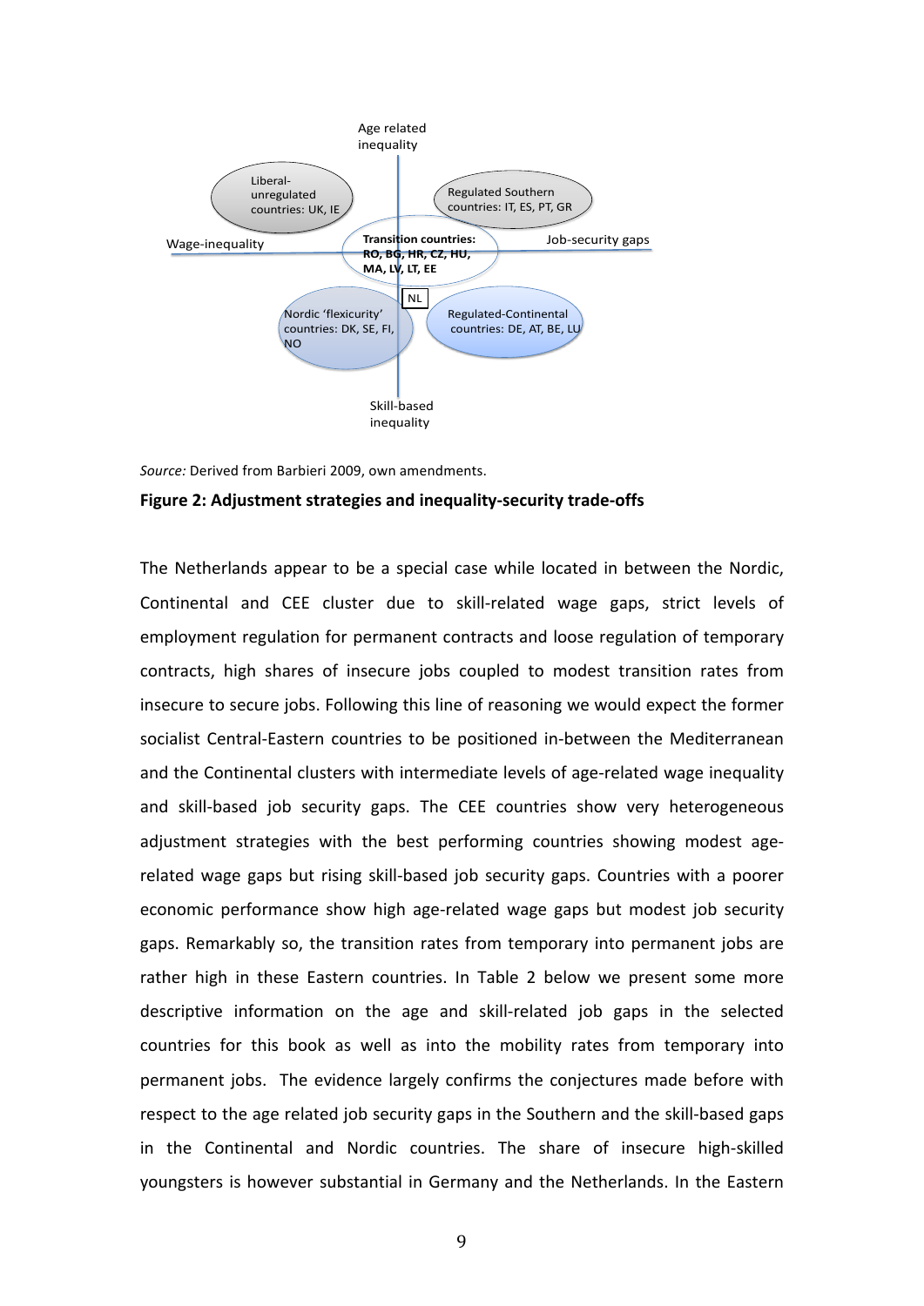Age related inequality

Liberal-unregulated countries: UK, IE

Regulated Southern countries: IT, ES, PT, GR

Wage-inequality

**Transition countries: RO, BG, HR, CZ, HU, MA, LV, LT, EE**

Job-security gaps

NL

Nordic 'flexicurity' countries: DK, SE, FI, NO

Regulated-Continental countries: DE, AT, BE, LU

Skill-based inequality

*Source:* Derived from Barbieri 2009, own amendments.

**Figure 2: Adjustment strategies and inequality-security trade-offs**

The Netherlands appear to be a special case while located in between the Nordic, Continental and CEE cluster due to skill-related wage gaps, strict levels of employment regulation for permanent contracts and loose regulation of temporary contracts, high shares of insecure jobs coupled to modest transition rates from insecure to secure jobs. Following this line of reasoning we would expect the former socialist Central-Eastern countries to be positioned in-between the Mediterranean and the Continental clusters with intermediate levels of age-related wage inequality and skill-based job security gaps. The CEE countries show very heterogeneous adjustment strategies with the best performing countries showing modest age-related wage gaps but rising skill-based job security gaps. Countries with a poorer economic performance show high age-related wage gaps but modest job security gaps. Remarkably so, the transition rates from temporary into permanent jobs are rather high in these Eastern countries. In Table 2 below we present some more descriptive information on the age and skill-related job gaps in the selected countries for this book as well as into the mobility rates from temporary into permanent jobs. The evidence largely confirms the conjectures made before with respect to the age related job security gaps in the Southern and the skill-based gaps in the Continental and Nordic countries. The share of insecure high-skilled youngsters is however substantial in Germany and the Netherlands. In the Eastern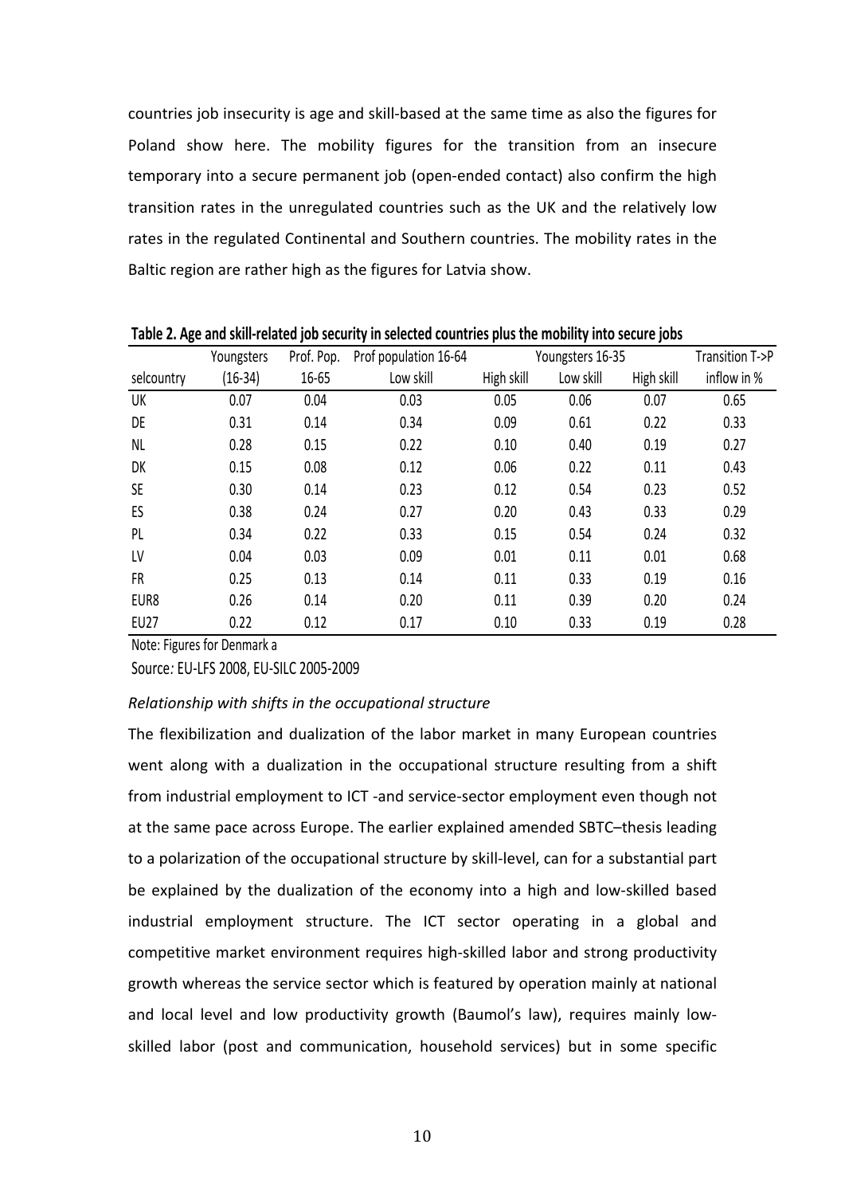countries job insecurity is age and skill-based at the same time as also the figures for Poland show here. The mobility figures for the transition from an insecure temporary into a secure permanent job (open-ended contact) also confirm the high transition rates in the unregulated countries such as the UK and the relatively low rates in the regulated Continental and Southern countries. The mobility rates in the Baltic region are rather high as the figures for Latvia show.

**Table 2. Age and skill-related job security in selected countries plus the mobility into secure jobs**

| selcountry | Youngsters (16-34) | Prof. Pop. 16-65 | Prof population 16-64 Low skill | High skill | Youngsters 16-35 Low skill | High skill | Transition T->P inflow in % |
|---|---|---|---|---|---|---|---|
| UK | 0.07 | 0.04 | 0.03 | 0.05 | 0.06 | 0.07 | 0.65 |
| DE | 0.31 | 0.14 | 0.34 | 0.09 | 0.61 | 0.22 | 0.33 |
| NL | 0.28 | 0.15 | 0.22 | 0.10 | 0.40 | 0.19 | 0.27 |
| DK | 0.15 | 0.08 | 0.12 | 0.06 | 0.22 | 0.11 | 0.43 |
| SE | 0.30 | 0.14 | 0.23 | 0.12 | 0.54 | 0.23 | 0.52 |
| ES | 0.38 | 0.24 | 0.27 | 0.20 | 0.43 | 0.33 | 0.29 |
| PL | 0.34 | 0.22 | 0.33 | 0.15 | 0.54 | 0.24 | 0.32 |
| LV | 0.04 | 0.03 | 0.09 | 0.01 | 0.11 | 0.01 | 0.68 |
| FR | 0.25 | 0.13 | 0.14 | 0.11 | 0.33 | 0.19 | 0.16 |
| EUR8 | 0.26 | 0.14 | 0.20 | 0.11 | 0.39 | 0.20 | 0.24 |
| EU27 | 0.22 | 0.12 | 0.17 | 0.10 | 0.33 | 0.19 | 0.28 |

Note: Figures for Denmark a

Source*:* EU-LFS 2008, EU-SILC 2005-2009

*Relationship with shifts in the occupational structure*

The flexibilization and dualization of the labor market in many European countries went along with a dualization in the occupational structure resulting from a shift from industrial employment to ICT -and service-sector employment even though not at the same pace across Europe. The earlier explained amended SBTC–thesis leading to a polarization of the occupational structure by skill-level, can for a substantial part be explained by the dualization of the economy into a high and low-skilled based industrial employment structure. The ICT sector operating in a global and competitive market environment requires high-skilled labor and strong productivity growth whereas the service sector which is featured by operation mainly at national and local level and low productivity growth (Baumol's law), requires mainly low-skilled labor (post and communication, household services) but in some specific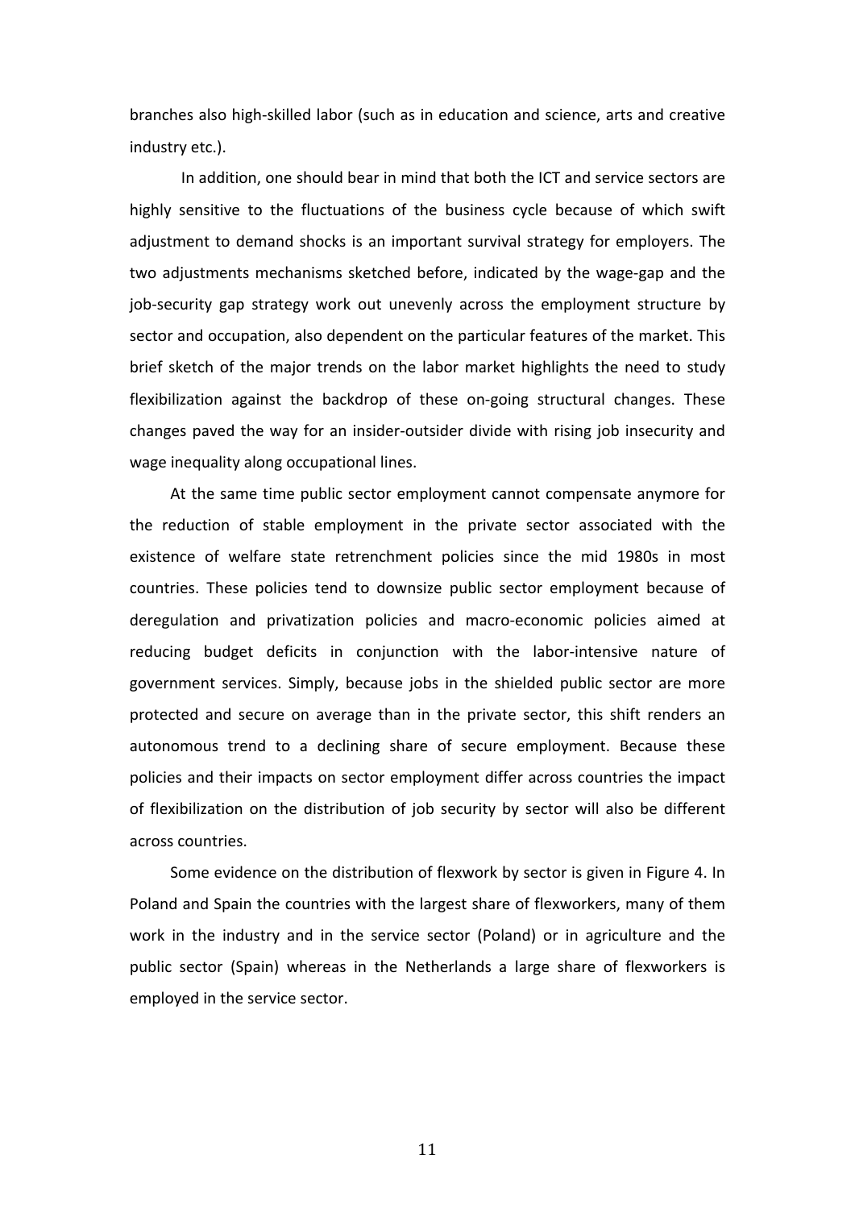branches also high-skilled labor (such as in education and science, arts and creative industry etc.).

In addition, one should bear in mind that both the ICT and service sectors are highly sensitive to the fluctuations of the business cycle because of which swift adjustment to demand shocks is an important survival strategy for employers. The two adjustments mechanisms sketched before, indicated by the wage-gap and the job-security gap strategy work out unevenly across the employment structure by sector and occupation, also dependent on the particular features of the market. This brief sketch of the major trends on the labor market highlights the need to study flexibilization against the backdrop of these on-going structural changes. These changes paved the way for an insider-outsider divide with rising job insecurity and wage inequality along occupational lines.

At the same time public sector employment cannot compensate anymore for the reduction of stable employment in the private sector associated with the existence of welfare state retrenchment policies since the mid 1980s in most countries. These policies tend to downsize public sector employment because of deregulation and privatization policies and macro-economic policies aimed at reducing budget deficits in conjunction with the labor-intensive nature of government services. Simply, because jobs in the shielded public sector are more protected and secure on average than in the private sector, this shift renders an autonomous trend to a declining share of secure employment. Because these policies and their impacts on sector employment differ across countries the impact of flexibilization on the distribution of job security by sector will also be different across countries.

Some evidence on the distribution of flexwork by sector is given in Figure 4. In Poland and Spain the countries with the largest share of flexworkers, many of them work in the industry and in the service sector (Poland) or in agriculture and the public sector (Spain) whereas in the Netherlands a large share of flexworkers is employed in the service sector.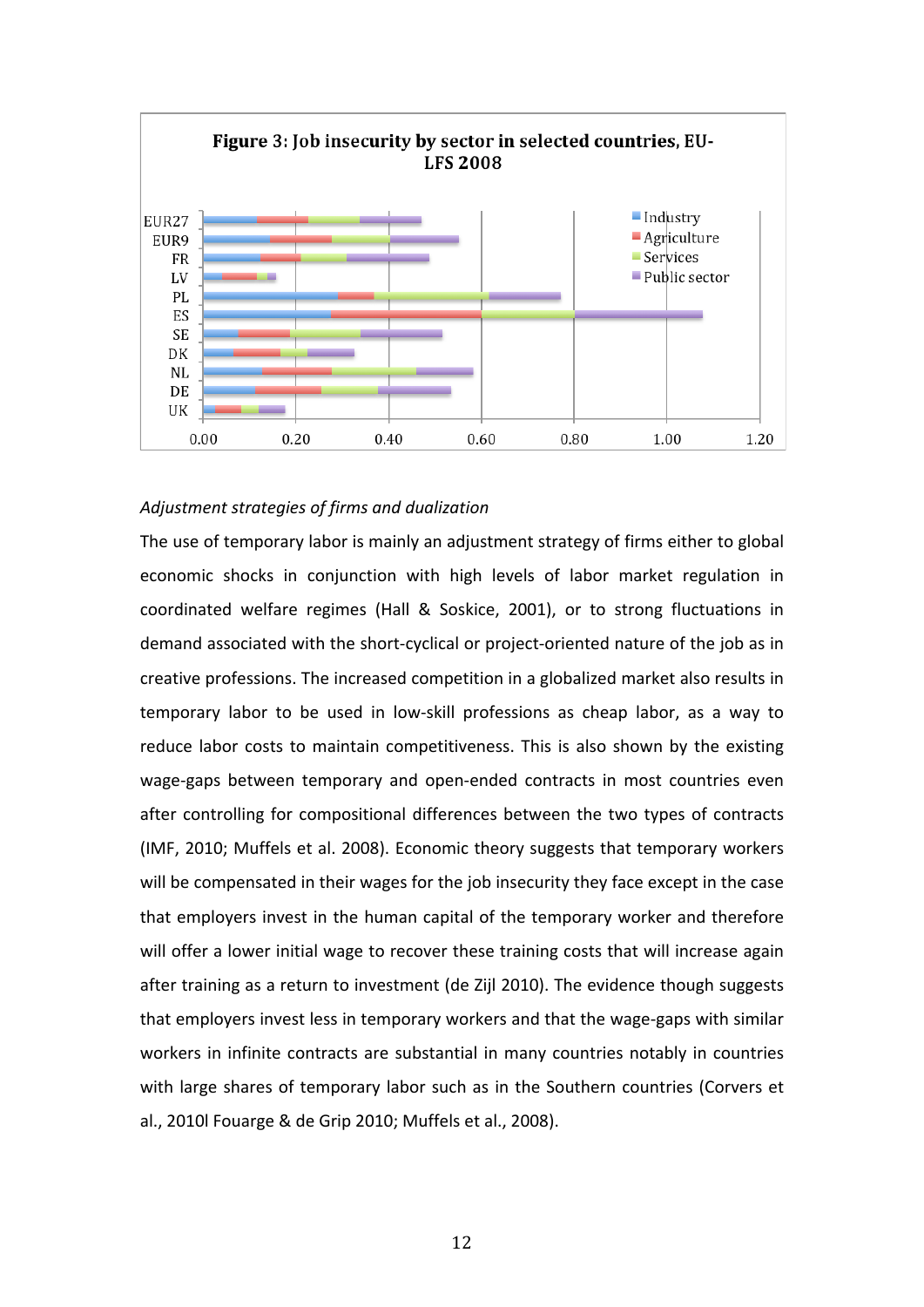**Figure 3: Job insecurity by sector in selected countries, EU-LFS 2008**

*Adjustment strategies of firms and dualization*

The use of temporary labor is mainly an adjustment strategy of firms either to global economic shocks in conjunction with high levels of labor market regulation in coordinated welfare regimes (Hall & Soskice, 2001), or to strong fluctuations in demand associated with the short-cyclical or project-oriented nature of the job as in creative professions. The increased competition in a globalized market also results in temporary labor to be used in low-skill professions as cheap labor, as a way to reduce labor costs to maintain competitiveness. This is also shown by the existing wage-gaps between temporary and open-ended contracts in most countries even after controlling for compositional differences between the two types of contracts (IMF, 2010; Muffels et al. 2008). Economic theory suggests that temporary workers will be compensated in their wages for the job insecurity they face except in the case that employers invest in the human capital of the temporary worker and therefore will offer a lower initial wage to recover these training costs that will increase again after training as a return to investment (de Zijl 2010). The evidence though suggests that employers invest less in temporary workers and that the wage-gaps with similar workers in infinite contracts are substantial in many countries notably in countries with large shares of temporary labor such as in the Southern countries (Corvers et al., 2010l Fouarge & de Grip 2010; Muffels et al., 2008).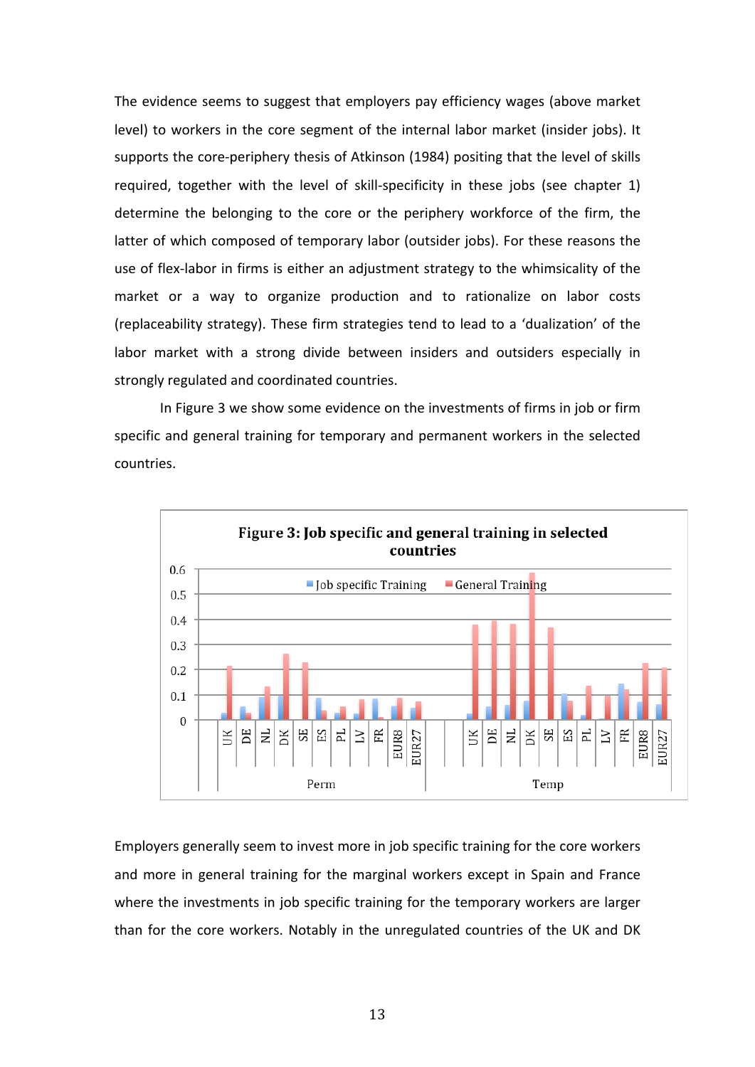The evidence seems to suggest that employers pay efficiency wages (above market level) to workers in the core segment of the internal labor market (insider jobs). It supports the core-periphery thesis of Atkinson (1984) positing that the level of skills required, together with the level of skill-specificity in these jobs (see chapter 1) determine the belonging to the core or the periphery workforce of the firm, the latter of which composed of temporary labor (outsider jobs). For these reasons the use of flex-labor in firms is either an adjustment strategy to the whimsicality of the market or a way to organize production and to rationalize on labor costs (replaceability strategy). These firm strategies tend to lead to a 'dualization' of the labor market with a strong divide between insiders and outsiders especially in strongly regulated and coordinated countries.

In Figure 3 we show some evidence on the investments of firms in job or firm specific and general training for temporary and permanent workers in the selected countries.

**Figure 3: Job specific and general training in selected countries**

Employers generally seem to invest more in job specific training for the core workers and more in general training for the marginal workers except in Spain and France where the investments in job specific training for the temporary workers are larger than for the core workers. Notably in the unregulated countries of the UK and DK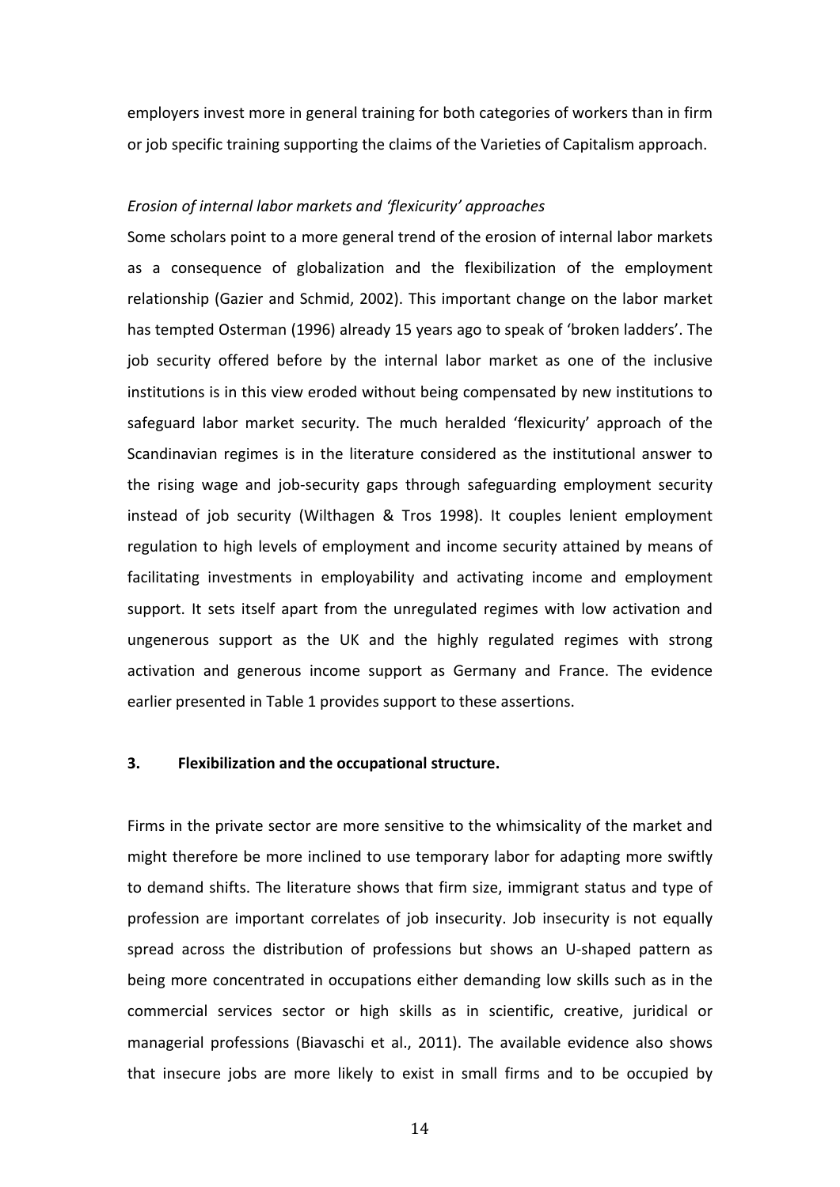employers invest more in general training for both categories of workers than in firm or job specific training supporting the claims of the Varieties of Capitalism approach.

*Erosion of internal labor markets and 'flexicurity' approaches*

Some scholars point to a more general trend of the erosion of internal labor markets as a consequence of globalization and the flexibilization of the employment relationship (Gazier and Schmid, 2002). This important change on the labor market has tempted Osterman (1996) already 15 years ago to speak of 'broken ladders'. The job security offered before by the internal labor market as one of the inclusive institutions is in this view eroded without being compensated by new institutions to safeguard labor market security. The much heralded 'flexicurity' approach of the Scandinavian regimes is in the literature considered as the institutional answer to the rising wage and job-security gaps through safeguarding employment security instead of job security (Wilthagen & Tros 1998). It couples lenient employment regulation to high levels of employment and income security attained by means of facilitating investments in employability and activating income and employment support. It sets itself apart from the unregulated regimes with low activation and ungenerous support as the UK and the highly regulated regimes with strong activation and generous income support as Germany and France. The evidence earlier presented in Table 1 provides support to these assertions.

## 3. Flexibilization and the occupational structure.

Firms in the private sector are more sensitive to the whimsicality of the market and might therefore be more inclined to use temporary labor for adapting more swiftly to demand shifts. The literature shows that firm size, immigrant status and type of profession are important correlates of job insecurity. Job insecurity is not equally spread across the distribution of professions but shows an U-shaped pattern as being more concentrated in occupations either demanding low skills such as in the commercial services sector or high skills as in scientific, creative, juridical or managerial professions (Biavaschi et al., 2011). The available evidence also shows that insecure jobs are more likely to exist in small firms and to be occupied by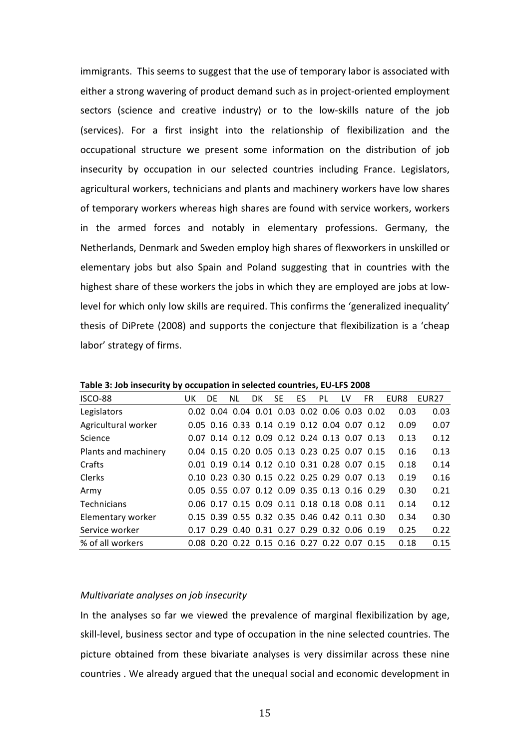immigrants. This seems to suggest that the use of temporary labor is associated with either a strong wavering of product demand such as in project-oriented employment sectors (science and creative industry) or to the low-skills nature of the job (services). For a first insight into the relationship of flexibilization and the occupational structure we present some information on the distribution of job insecurity by occupation in our selected countries including France. Legislators, agricultural workers, technicians and plants and machinery workers have low shares of temporary workers whereas high shares are found with service workers, workers in the armed forces and notably in elementary professions. Germany, the Netherlands, Denmark and Sweden employ high shares of flexworkers in unskilled or elementary jobs but also Spain and Poland suggesting that in countries with the highest share of these workers the jobs in which they are employed are jobs at low-level for which only low skills are required. This confirms the 'generalized inequality' thesis of DiPrete (2008) and supports the conjecture that flexibilization is a 'cheap labor' strategy of firms.

**Table 3: Job insecurity by occupation in selected countries, EU-LFS 2008**

| ISCO-88 | UK | DE | NL | DK | SE | ES | PL | LV | FR | EUR8 | EUR27 |
|---|---|---|---|---|---|---|---|---|---|---|---|
| Legislators | 0.02 | 0.04 | 0.04 | 0.01 | 0.03 | 0.02 | 0.06 | 0.03 | 0.02 | 0.03 | 0.03 |
| Agricultural worker | 0.05 | 0.16 | 0.33 | 0.14 | 0.19 | 0.12 | 0.04 | 0.07 | 0.12 | 0.09 | 0.07 |
| Science | 0.07 | 0.14 | 0.12 | 0.09 | 0.12 | 0.24 | 0.13 | 0.07 | 0.13 | 0.13 | 0.12 |
| Plants and machinery | 0.04 | 0.15 | 0.20 | 0.05 | 0.13 | 0.23 | 0.25 | 0.07 | 0.15 | 0.16 | 0.13 |
| Crafts | 0.01 | 0.19 | 0.14 | 0.12 | 0.10 | 0.31 | 0.28 | 0.07 | 0.15 | 0.18 | 0.14 |
| Clerks | 0.10 | 0.23 | 0.30 | 0.15 | 0.22 | 0.25 | 0.29 | 0.07 | 0.13 | 0.19 | 0.16 |
| Army | 0.05 | 0.55 | 0.07 | 0.12 | 0.09 | 0.35 | 0.13 | 0.16 | 0.29 | 0.30 | 0.21 |
| Technicians | 0.06 | 0.17 | 0.15 | 0.09 | 0.11 | 0.18 | 0.18 | 0.08 | 0.11 | 0.14 | 0.12 |
| Elementary worker | 0.15 | 0.39 | 0.55 | 0.32 | 0.35 | 0.46 | 0.42 | 0.11 | 0.30 | 0.34 | 0.30 |
| Service worker | 0.17 | 0.29 | 0.40 | 0.31 | 0.27 | 0.29 | 0.32 | 0.06 | 0.19 | 0.25 | 0.22 |
| % of all workers | 0.08 | 0.20 | 0.22 | 0.15 | 0.16 | 0.27 | 0.22 | 0.07 | 0.15 | 0.18 | 0.15 |

*Multivariate analyses on job insecurity*

In the analyses so far we viewed the prevalence of marginal flexibilization by age, skill-level, business sector and type of occupation in the nine selected countries. The picture obtained from these bivariate analyses is very dissimilar across these nine countries . We already argued that the unequal social and economic development in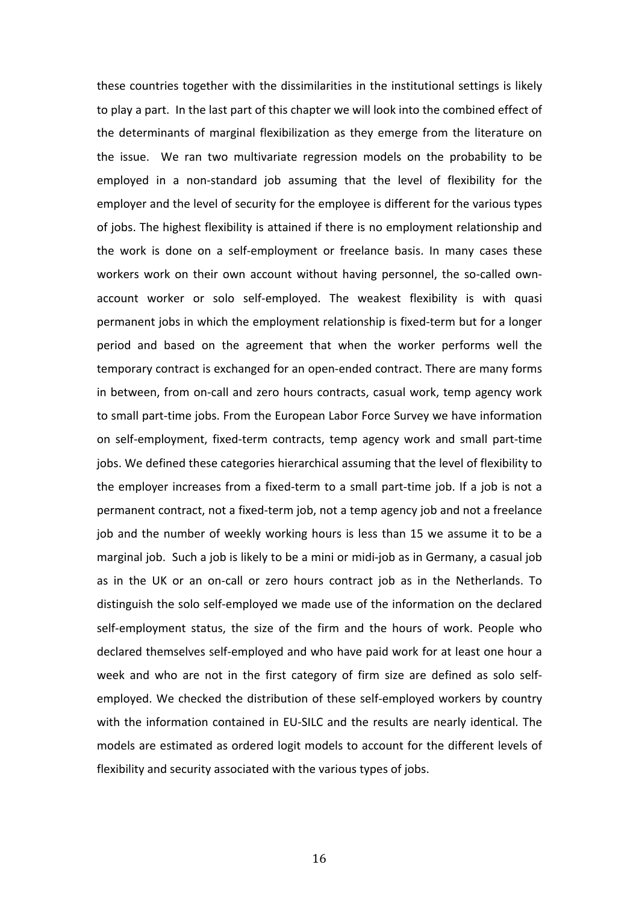these countries together with the dissimilarities in the institutional settings is likely to play a part. In the last part of this chapter we will look into the combined effect of the determinants of marginal flexibilization as they emerge from the literature on the issue. We ran two multivariate regression models on the probability to be employed in a non-standard job assuming that the level of flexibility for the employer and the level of security for the employee is different for the various types of jobs. The highest flexibility is attained if there is no employment relationship and the work is done on a self-employment or freelance basis. In many cases these workers work on their own account without having personnel, the so-called own-account worker or solo self-employed. The weakest flexibility is with quasi permanent jobs in which the employment relationship is fixed-term but for a longer period and based on the agreement that when the worker performs well the temporary contract is exchanged for an open-ended contract. There are many forms in between, from on-call and zero hours contracts, casual work, temp agency work to small part-time jobs. From the European Labor Force Survey we have information on self-employment, fixed-term contracts, temp agency work and small part-time jobs. We defined these categories hierarchical assuming that the level of flexibility to the employer increases from a fixed-term to a small part-time job. If a job is not a permanent contract, not a fixed-term job, not a temp agency job and not a freelance job and the number of weekly working hours is less than 15 we assume it to be a marginal job. Such a job is likely to be a mini or midi-job as in Germany, a casual job as in the UK or an on-call or zero hours contract job as in the Netherlands. To distinguish the solo self-employed we made use of the information on the declared self-employment status, the size of the firm and the hours of work. People who declared themselves self-employed and who have paid work for at least one hour a week and who are not in the first category of firm size are defined as solo self-employed. We checked the distribution of these self-employed workers by country with the information contained in EU-SILC and the results are nearly identical. The models are estimated as ordered logit models to account for the different levels of flexibility and security associated with the various types of jobs.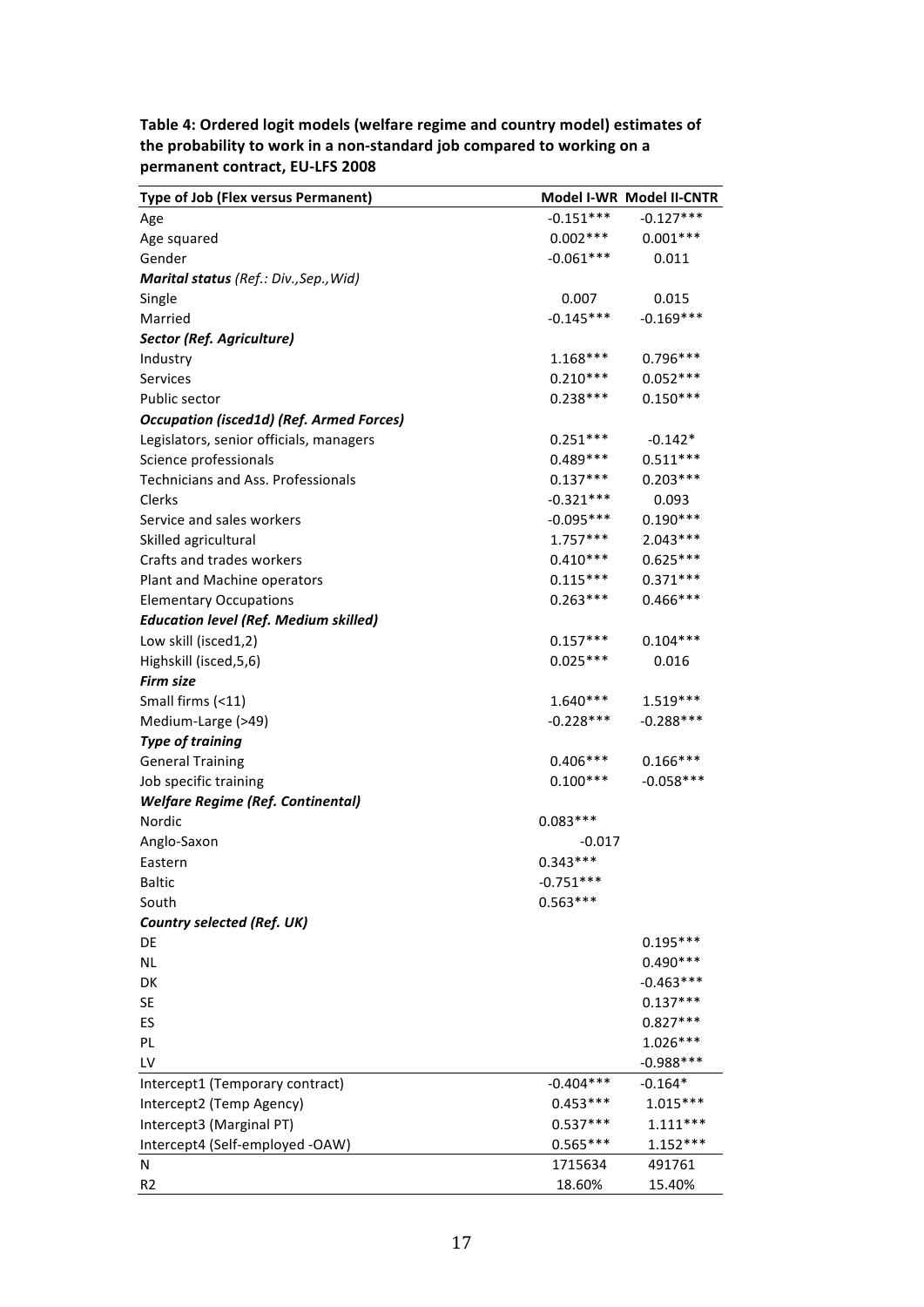**Table 4: Ordered logit models (welfare regime and country model) estimates of the probability to work in a non-standard job compared to working on a permanent contract, EU-LFS 2008**

| Type of Job (Flex versus Permanent) | Model I-WR | Model II-CNTR |
|---|---|---|
| Age | -0.151*** | -0.127*** |
| Age squared | 0.002*** | 0.001*** |
| Gender | -0.061*** | 0.011 |
| ***Marital status*** *(Ref.: Div.,Sep.,Wid)* | | |
| Single | 0.007 | 0.015 |
| Married | -0.145*** | -0.169*** |
| ***Sector (Ref. Agriculture)*** | | |
| Industry | 1.168*** | 0.796*** |
| Services | 0.210*** | 0.052*** |
| Public sector | 0.238*** | 0.150*** |
| ***Occupation (isced1d) (Ref. Armed Forces)*** | | |
| Legislators, senior officials, managers | 0.251*** | -0.142* |
| Science professionals | 0.489*** | 0.511*** |
| Technicians and Ass. Professionals | 0.137*** | 0.203*** |
| Clerks | -0.321*** | 0.093 |
| Service and sales workers | -0.095*** | 0.190*** |
| Skilled agricultural | 1.757*** | 2.043*** |
| Crafts and trades workers | 0.410*** | 0.625*** |
| Plant and Machine operators | 0.115*** | 0.371*** |
| Elementary Occupations | 0.263*** | 0.466*** |
| ***Education level (Ref. Medium skilled)*** | | |
| Low skill (isced1,2) | 0.157*** | 0.104*** |
| Highskill (isced,5,6) | 0.025*** | 0.016 |
| ***Firm size*** | | |
| Small firms (<11) | 1.640*** | 1.519*** |
| Medium-Large (>49) | -0.228*** | -0.288*** |
| ***Type of training*** | | |
| General Training | 0.406*** | 0.166*** |
| Job specific training | 0.100*** | -0.058*** |
| ***Welfare Regime (Ref. Continental)*** | | |
| Nordic | 0.083*** | |
| Anglo-Saxon | -0.017 | |
| Eastern | 0.343*** | |
| Baltic | -0.751*** | |
| South | 0.563*** | |
| ***Country selected (Ref. UK)*** | | |
| DE | | 0.195*** |
| NL | | 0.490*** |
| DK | | -0.463*** |
| SE | | 0.137*** |
| ES | | 0.827*** |
| PL | | 1.026*** |
| LV | | -0.988*** |
| Intercept1 (Temporary contract) | -0.404*** | -0.164* |
| Intercept2 (Temp Agency) | 0.453*** | 1.015*** |
| Intercept3 (Marginal PT) | 0.537*** | 1.111*** |
| Intercept4 (Self-employed -OAW) | 0.565*** | 1.152*** |
| N | 1715634 | 491761 |
| R2 | 18.60% | 15.40% |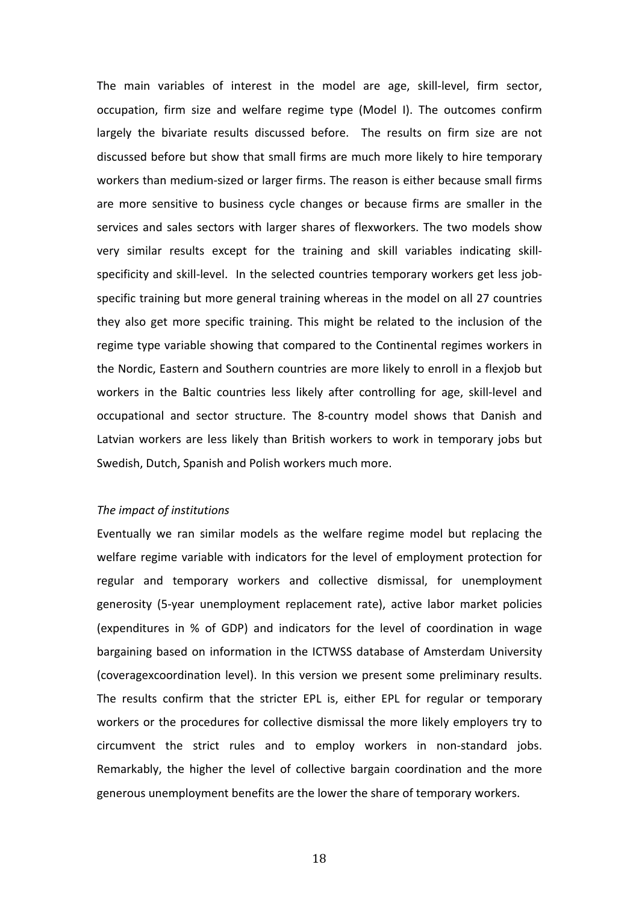The main variables of interest in the model are age, skill-level, firm sector, occupation, firm size and welfare regime type (Model I). The outcomes confirm largely the bivariate results discussed before. The results on firm size are not discussed before but show that small firms are much more likely to hire temporary workers than medium-sized or larger firms. The reason is either because small firms are more sensitive to business cycle changes or because firms are smaller in the services and sales sectors with larger shares of flexworkers. The two models show very similar results except for the training and skill variables indicating skill-specificity and skill-level. In the selected countries temporary workers get less job-specific training but more general training whereas in the model on all 27 countries they also get more specific training. This might be related to the inclusion of the regime type variable showing that compared to the Continental regimes workers in the Nordic, Eastern and Southern countries are more likely to enroll in a flexjob but workers in the Baltic countries less likely after controlling for age, skill-level and occupational and sector structure. The 8-country model shows that Danish and Latvian workers are less likely than British workers to work in temporary jobs but Swedish, Dutch, Spanish and Polish workers much more.

*The impact of institutions*

Eventually we ran similar models as the welfare regime model but replacing the welfare regime variable with indicators for the level of employment protection for regular and temporary workers and collective dismissal, for unemployment generosity (5-year unemployment replacement rate), active labor market policies (expenditures in % of GDP) and indicators for the level of coordination in wage bargaining based on information in the ICTWSS database of Amsterdam University (coveragexcoordination level). In this version we present some preliminary results. The results confirm that the stricter EPL is, either EPL for regular or temporary workers or the procedures for collective dismissal the more likely employers try to circumvent the strict rules and to employ workers in non-standard jobs. Remarkably, the higher the level of collective bargain coordination and the more generous unemployment benefits are the lower the share of temporary workers.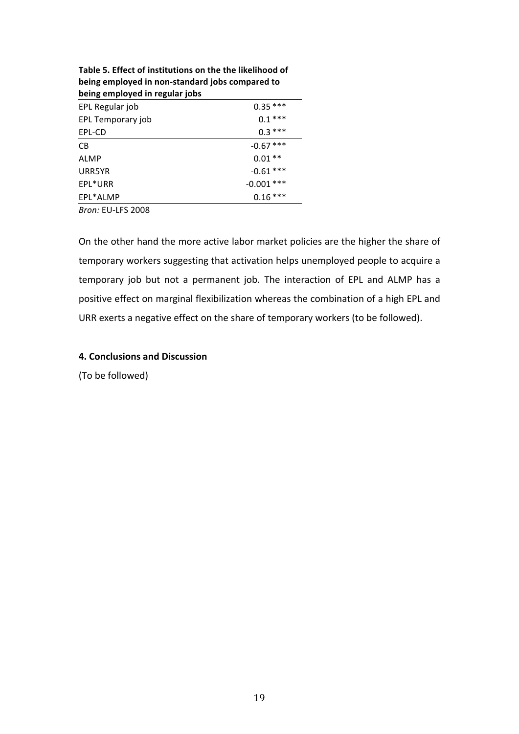**Table 5. Effect of institutions on the the likelihood of being employed in non-standard jobs compared to being employed in regular jobs**

| | |
|---|---|
| EPL Regular job | 0.35 *** |
| EPL Temporary job | 0.1 *** |
| EPL-CD | 0.3 *** |
| CB | -0.67 *** |
| ALMP | 0.01 ** |
| URR5YR | -0.61 *** |
| EPL*URR | -0.001 *** |
| EPL*ALMP | 0.16 *** |

*Bron:* EU-LFS 2008

On the other hand the more active labor market policies are the higher the share of temporary workers suggesting that activation helps unemployed people to acquire a temporary job but not a permanent job. The interaction of EPL and ALMP has a positive effect on marginal flexibilization whereas the combination of a high EPL and URR exerts a negative effect on the share of temporary workers (to be followed).

## 4. Conclusions and Discussion

(To be followed)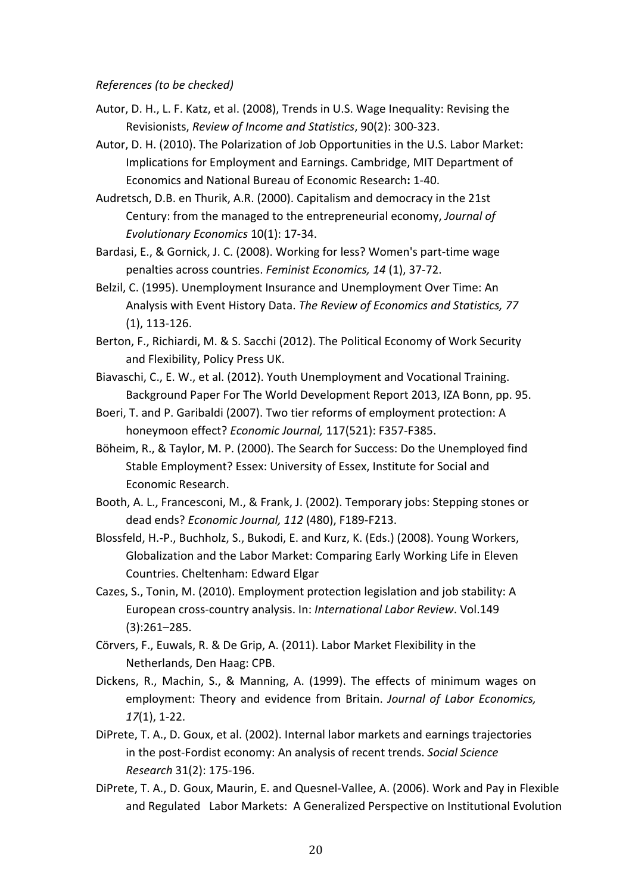*References (to be checked)*

Autor, D. H., L. F. Katz, et al. (2008), Trends in U.S. Wage Inequality: Revising the Revisionists, *Review of Income and Statistics*, 90(2): 300-323.

Autor, D. H. (2010). The Polarization of Job Opportunities in the U.S. Labor Market: Implications for Employment and Earnings. Cambridge, MIT Department of Economics and National Bureau of Economic Research**:** 1-40.

Audretsch, D.B. en Thurik, A.R. (2000). Capitalism and democracy in the 21st Century: from the managed to the entrepreneurial economy, *Journal of Evolutionary Economics* 10(1): 17-34.

Bardasi, E., & Gornick, J. C. (2008). Working for less? Women's part-time wage penalties across countries. *Feminist Economics, 14* (1), 37-72.

Belzil, C. (1995). Unemployment Insurance and Unemployment Over Time: An Analysis with Event History Data. *The Review of Economics and Statistics, 77* (1), 113-126.

Berton, F., Richiardi, M. & S. Sacchi (2012). The Political Economy of Work Security and Flexibility, Policy Press UK.

Biavaschi, C., E. W., et al. (2012). Youth Unemployment and Vocational Training. Background Paper For The World Development Report 2013, IZA Bonn, pp. 95.

Boeri, T. and P. Garibaldi (2007). Two tier reforms of employment protection: A honeymoon effect? *Economic Journal,* 117(521): F357-F385.

Böheim, R., & Taylor, M. P. (2000). The Search for Success: Do the Unemployed find Stable Employment? Essex: University of Essex, Institute for Social and Economic Research.

Booth, A. L., Francesconi, M., & Frank, J. (2002). Temporary jobs: Stepping stones or dead ends? *Economic Journal, 112* (480), F189-F213.

Blossfeld, H.-P., Buchholz, S., Bukodi, E. and Kurz, K. (Eds.) (2008). Young Workers, Globalization and the Labor Market: Comparing Early Working Life in Eleven Countries. Cheltenham: Edward Elgar

Cazes, S., Tonin, M. (2010). Employment protection legislation and job stability: A European cross-country analysis. In: *International Labor Review*. Vol.149 (3):261–285.

Körvers, F., Euwals, R. & De Grip, A. (2011). Labor Market Flexibility in the Netherlands, Den Haag: CPB.

Dickens, R., Machin, S., & Manning, A. (1999). The effects of minimum wages on employment: Theory and evidence from Britain. *Journal of Labor Economics, 17*(1), 1-22.

DiPrete, T. A., D. Goux, et al. (2002). Internal labor markets and earnings trajectories in the post-Fordist economy: An analysis of recent trends. *Social Science Research* 31(2): 175-196.

DiPrete, T. A., D. Goux, Maurin, E. and Quesnel-Vallee, A. (2006). Work and Pay in Flexible and Regulated Labor Markets: A Generalized Perspective on Institutional Evolution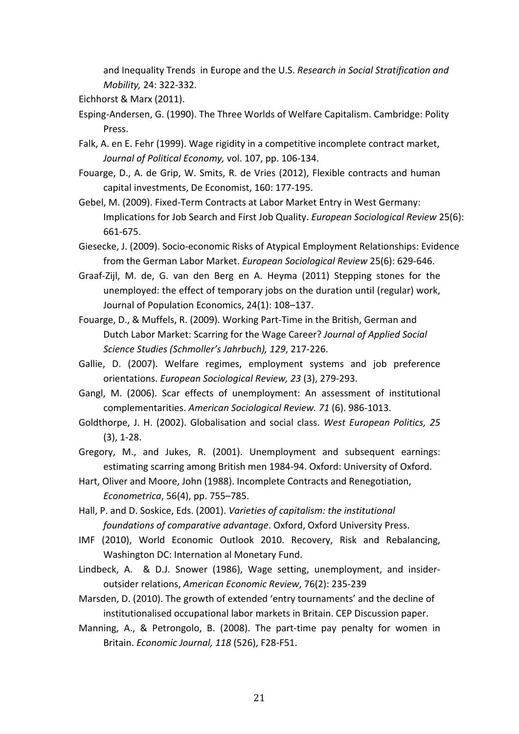and Inequality Trends in Europe and the U.S. *Research in Social Stratification and Mobility,* 24: 322-332.

Eichhorst & Marx (2011).

Esping-Andersen, G. (1990). The Three Worlds of Welfare Capitalism. Cambridge: Polity Press.

Falk, A. en E. Fehr (1999). Wage rigidity in a competitive incomplete contract market, *Journal of Political Economy,* vol. 107, pp. 106-134.

Fouarge, D., A. de Grip, W. Smits, R. de Vries (2012), Flexible contracts and human capital investments, De Economist, 160: 177-195.

Gebel, M. (2009). Fixed-Term Contracts at Labor Market Entry in West Germany: Implications for Job Search and First Job Quality. *European Sociological Review* 25(6): 661-675.

Giesecke, J. (2009). Socio-economic Risks of Atypical Employment Relationships: Evidence from the German Labor Market. *European Sociological Review* 25(6): 629-646.

Graaf-Zijl, M. de, G. van den Berg en A. Heyma (2011) Stepping stones for the unemployed: the effect of temporary jobs on the duration until (regular) work, Journal of Population Economics, 24(1): 108–137.

Fouarge, D., & Muffels, R. (2009). Working Part-Time in the British, German and Dutch Labor Market: Scarring for the Wage Career? *Journal of Applied Social Science Studies (Schmoller's Jahrbuch), 129*, 217-226.

Gallie, D. (2007). Welfare regimes, employment systems and job preference orientations. *European Sociological Review, 23* (3), 279-293.

Gangl, M. (2006). Scar effects of unemployment: An assessment of institutional complementarities. *American Sociological Review. 71* (6). 986-1013.

Goldthorpe, J. H. (2002). Globalisation and social class. *West European Politics, 25* (3), 1-28.

Gregory, M., and Jukes, R. (2001). Unemployment and subsequent earnings: estimating scarring among British men 1984-94. Oxford: University of Oxford.

Hart, Oliver and Moore, John (1988). Incomplete Contracts and Renegotiation, *Econometrica*, 56(4), pp. 755–785.

Hall, P. and D. Soskice, Eds. (2001). *Varieties of capitalism: the institutional foundations of comparative advantage*. Oxford, Oxford University Press.

IMF (2010), World Economic Outlook 2010. Recovery, Risk and Rebalancing, Washington DC: Internation al Monetary Fund.

Lindbeck, A. & D.J. Snower (1986), Wage setting, unemployment, and insider-outsider relations, *American Economic Review*, 76(2): 235-239

Marsden, D. (2010). The growth of extended 'entry tournaments' and the decline of institutionalised occupational labor markets in Britain. CEP Discussion paper.

Manning, A., & Petrongolo, B. (2008). The part-time pay penalty for women in Britain. *Economic Journal, 118* (526), F28-F51.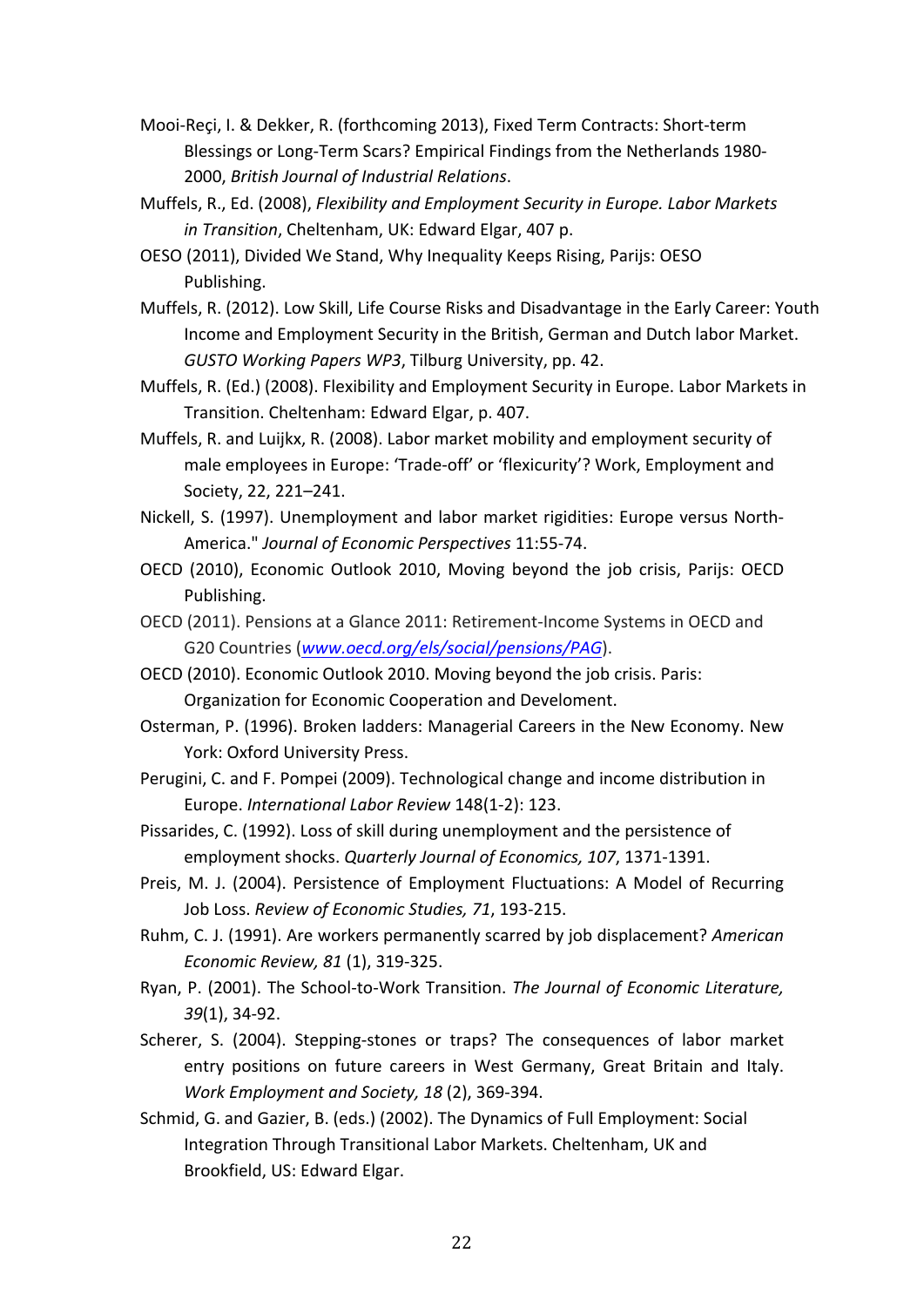Mooi-Reçi, I. & Dekker, R. (forthcoming 2013), Fixed Term Contracts: Short-term Blessings or Long-Term Scars? Empirical Findings from the Netherlands 1980-2000, *British Journal of Industrial Relations*.

Muffels, R., Ed. (2008), *Flexibility and Employment Security in Europe. Labor Markets in Transition*, Cheltenham, UK: Edward Elgar, 407 p.

OESO (2011), Divided We Stand, Why Inequality Keeps Rising, Parijs: OESO Publishing.

Muffels, R. (2012). Low Skill, Life Course Risks and Disadvantage in the Early Career: Youth Income and Employment Security in the British, German and Dutch labor Market. *GUSTO Working Papers WP3*, Tilburg University, pp. 42.

Muffels, R. (Ed.) (2008). Flexibility and Employment Security in Europe. Labor Markets in Transition. Cheltenham: Edward Elgar, p. 407.

Muffels, R. and Luijkx, R. (2008). Labor market mobility and employment security of male employees in Europe: 'Trade-off' or 'flexicurity'? Work, Employment and Society, 22, 221–241.

Nickell, S. (1997). Unemployment and labor market rigidities: Europe versus North-America." *Journal of Economic Perspectives* 11:55-74.

OECD (2010), Economic Outlook 2010, Moving beyond the job crisis, Parijs: OECD Publishing.

OECD (2011). Pensions at a Glance 2011: Retirement-Income Systems in OECD and G20 Countries (*www.oecd.org/els/social/pensions/PAG*).

OECD (2010). Economic Outlook 2010. Moving beyond the job crisis. Paris: Organization for Economic Cooperation and Develoment.

Osterman, P. (1996). Broken ladders: Managerial Careers in the New Economy. New York: Oxford University Press.

Perugini, C. and F. Pompei (2009). Technological change and income distribution in Europe. *International Labor Review* 148(1-2): 123.

Pissarides, C. (1992). Loss of skill during unemployment and the persistence of employment shocks. *Quarterly Journal of Economics, 107*, 1371-1391.

Preis, M. J. (2004). Persistence of Employment Fluctuations: A Model of Recurring Job Loss. *Review of Economic Studies, 71*, 193-215.

Ruhm, C. J. (1991). Are workers permanently scarred by job displacement? *American Economic Review, 81* (1), 319-325.

Ryan, P. (2001). The School-to-Work Transition. *The Journal of Economic Literature, 39*(1), 34-92.

Scherer, S. (2004). Stepping-stones or traps? The consequences of labor market entry positions on future careers in West Germany, Great Britain and Italy. *Work Employment and Society, 18* (2), 369-394.

Schmid, G. and Gazier, B. (eds.) (2002). The Dynamics of Full Employment: Social Integration Through Transitional Labor Markets. Cheltenham, UK and Brookfield, US: Edward Elgar.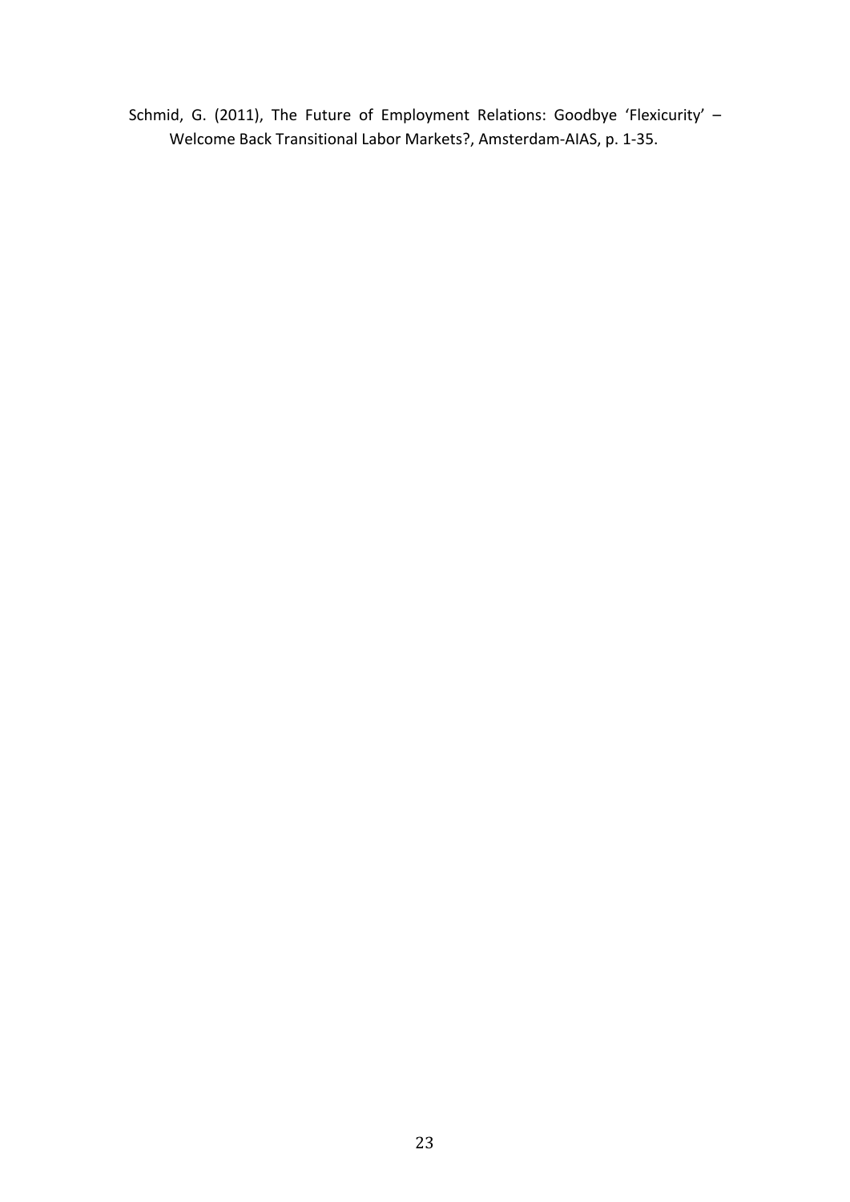Schmid, G. (2011), The Future of Employment Relations: Goodbye 'Flexicurity' – Welcome Back Transitional Labor Markets?, Amsterdam-AIAS, p. 1-35.